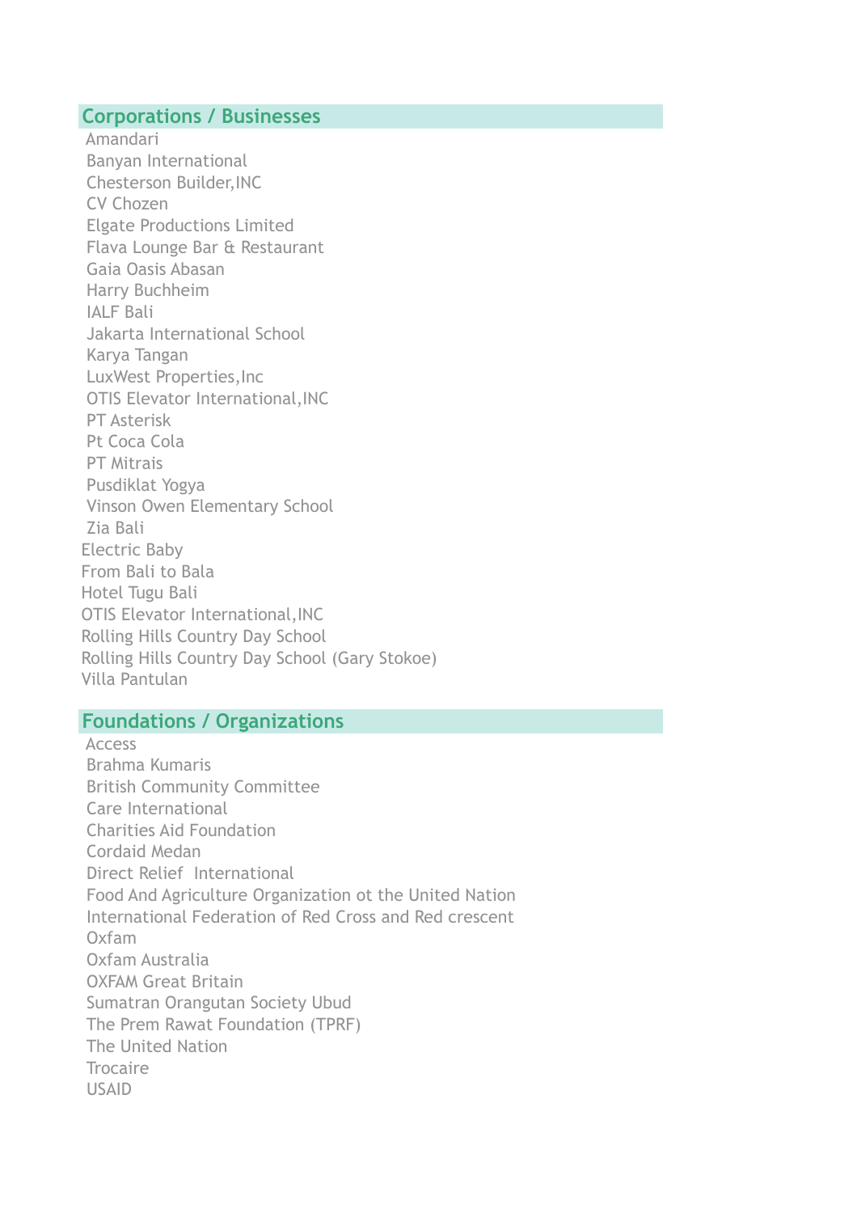## Corporations / Businesses

- Amandari
- Banyan International
- Chesterson Builder,INC
- CV Chozen
- Elgate Productions Limited
- Flava Lounge Bar & Restaurant
- Gaia Oasis Abasan
- Harry Buchheim
- IALF Bali
- Jakarta International School
- Karya Tangan
- LuxWest Properties,Inc
- OTIS Elevator International,INC
- PT Asterisk
- Pt Coca Cola
- PT Mitrais
- Pusdiklat Yogya
- Vinson Owen Elementary School
- Zia Bali
- Electric Baby
- From Bali to Bala
- Hotel Tugu Bali
- OTIS Elevator International,INC
- Rolling Hills Country Day School
- Rolling Hills Country Day School (Gary Stokoe)
- Villa Pantulan

## Foundations / Organizations

- Access
- Brahma Kumaris
- British Community Committee
- Care International
- Charities Aid Foundation
- Cordaid Medan
- Direct Relief International
- Food And Agriculture Organization ot the United Nation
- International Federation of Red Cross and Red crescent
- Oxfam
- Oxfam Australia
- OXFAM Great Britain
- Sumatran Orangutan Society Ubud
- The Prem Rawat Foundation (TPRF)
- The United Nation
- Trocaire
- USAID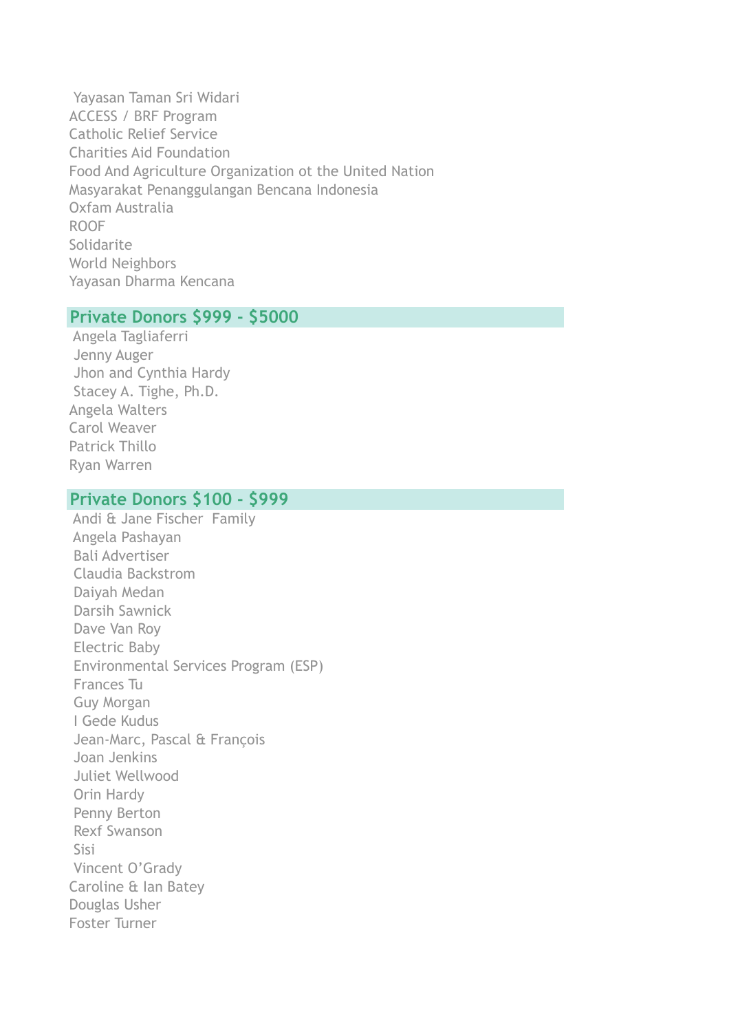Yayasan Taman Sri Widari
ACCESS / BRF Program
Catholic Relief Service
Charities Aid Foundation
Food And Agriculture Organization ot the United Nation
Masyarakat Penanggulangan Bencana Indonesia
Oxfam Australia
ROOF
Solidarite
World Neighbors
Yayasan Dharma Kencana

## Private Donors $999 - $5000

Angela Tagliaferri
Jenny Auger
Jhon and Cynthia Hardy
Stacey A. Tighe, Ph.D.
Angela Walters
Carol Weaver
Patrick Thillo
Ryan Warren

## Private Donors $100 - $999

Andi & Jane Fischer Family
Angela Pashayan
Bali Advertiser
Claudia Backstrom
Daiyah Medan
Darsih Sawnick
Dave Van Roy
Electric Baby
Environmental Services Program (ESP)
Frances Tu
Guy Morgan
I Gede Kudus
Jean-Marc, Pascal & François
Joan Jenkins
Juliet Wellwood
Orin Hardy
Penny Berton
Rexf Swanson
Sisi
Vincent O'Grady
Caroline & Ian Batey
Douglas Usher
Foster Turner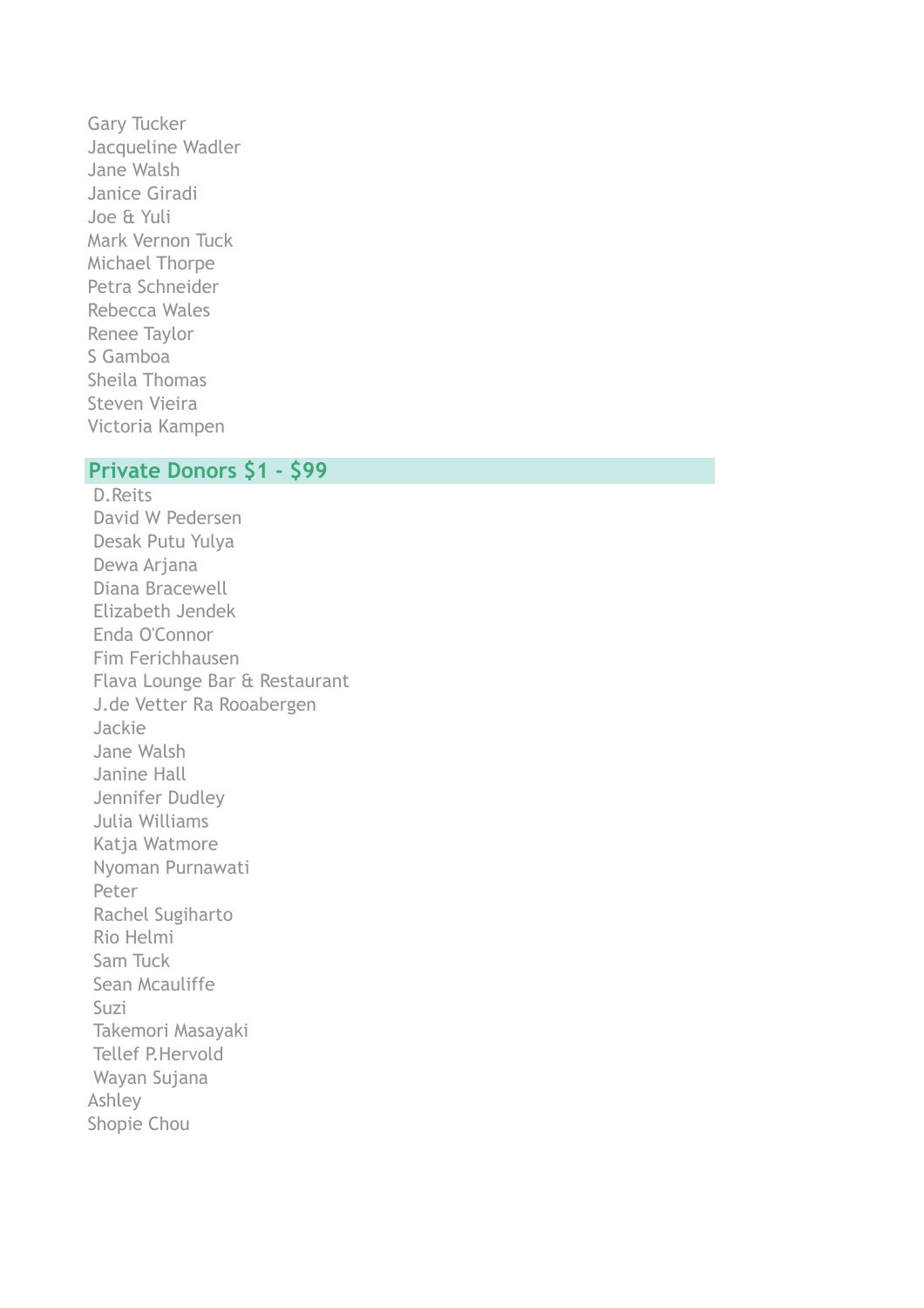Gary Tucker
Jacqueline Wadler
Jane Walsh
Janice Giradi
Joe & Yuli
Mark Vernon Tuck
Michael Thorpe
Petra Schneider
Rebecca Wales
Renee Taylor
S Gamboa
Sheila Thomas
Steven Vieira
Victoria Kampen

## Private Donors $1 - $99

D.Reits
David W Pedersen
Desak Putu Yulya
Dewa Arjana
Diana Bracewell
Elizabeth Jendek
Enda O'Connor
Fim Ferichhausen
Flava Lounge Bar & Restaurant
J.de Vetter Ra Rooabergen
Jackie
Jane Walsh
Janine Hall
Jennifer Dudley
Julia Williams
Katja Watmore
Nyoman Purnawati
Peter
Rachel Sugiharto
Rio Helmi
Sam Tuck
Sean Mcauliffe
Suzi
Takemori Masayaki
Tellef P.Hervold
Wayan Sujana
Ashley
Shopie Chou